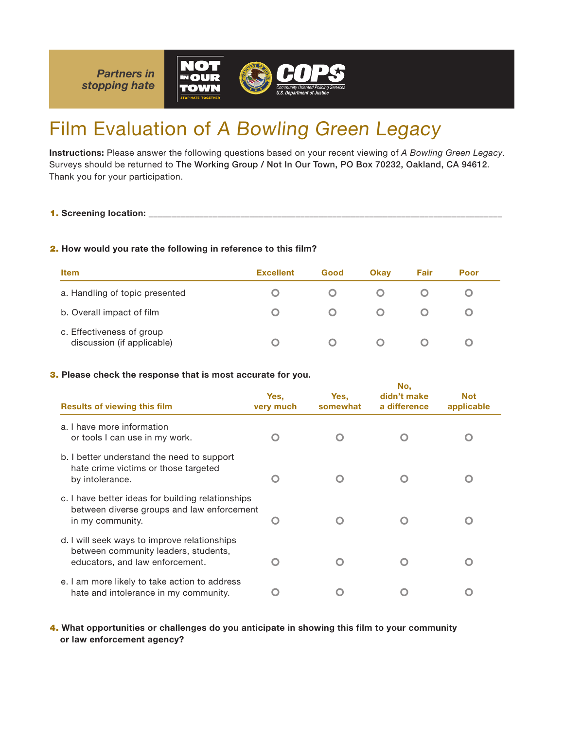Partners in stopping hate

NOT IN OUR TOWN — STOP HATE. TOGETHER.

COPS — Community Oriented Policing Services, U.S. Department of Justice

# Film Evaluation of *A Bowling Green Legacy*

**Instructions:** Please answer the following questions based on your recent viewing of *A Bowling Green Legacy*. Surveys should be returned to The Working Group / Not In Our Town, PO Box 70232, Oakland, CA 94612. Thank you for your participation.

**1. Screening location:** ___________________________________________

**2. How would you rate the following in reference to this film?**

| Item | Excellent | Good | Okay | Fair | Poor |
|---|---|---|---|---|---|
| a. Handling of topic presented | ○ | ○ | ○ | ○ | ○ |
| b. Overall impact of film | ○ | ○ | ○ | ○ | ○ |
| c. Effectiveness of group discussion (if applicable) | ○ | ○ | ○ | ○ | ○ |

**3. Please check the response that is most accurate for you.**

| Results of viewing this film | Yes, very much | Yes, somewhat | No, didn't make a difference | Not applicable |
|---|---|---|---|---|
| a. I have more information or tools I can use in my work. | ○ | ○ | ○ | ○ |
| b. I better understand the need to support hate crime victims or those targeted by intolerance. | ○ | ○ | ○ | ○ |
| c. I have better ideas for building relationships between diverse groups and law enforcement in my community. | ○ | ○ | ○ | ○ |
| d. I will seek ways to improve relationships between community leaders, students, educators, and law enforcement. | ○ | ○ | ○ | ○ |
| e. I am more likely to take action to address hate and intolerance in my community. | ○ | ○ | ○ | ○ |

**4. What opportunities or challenges do you anticipate in showing this film to your community or law enforcement agency?**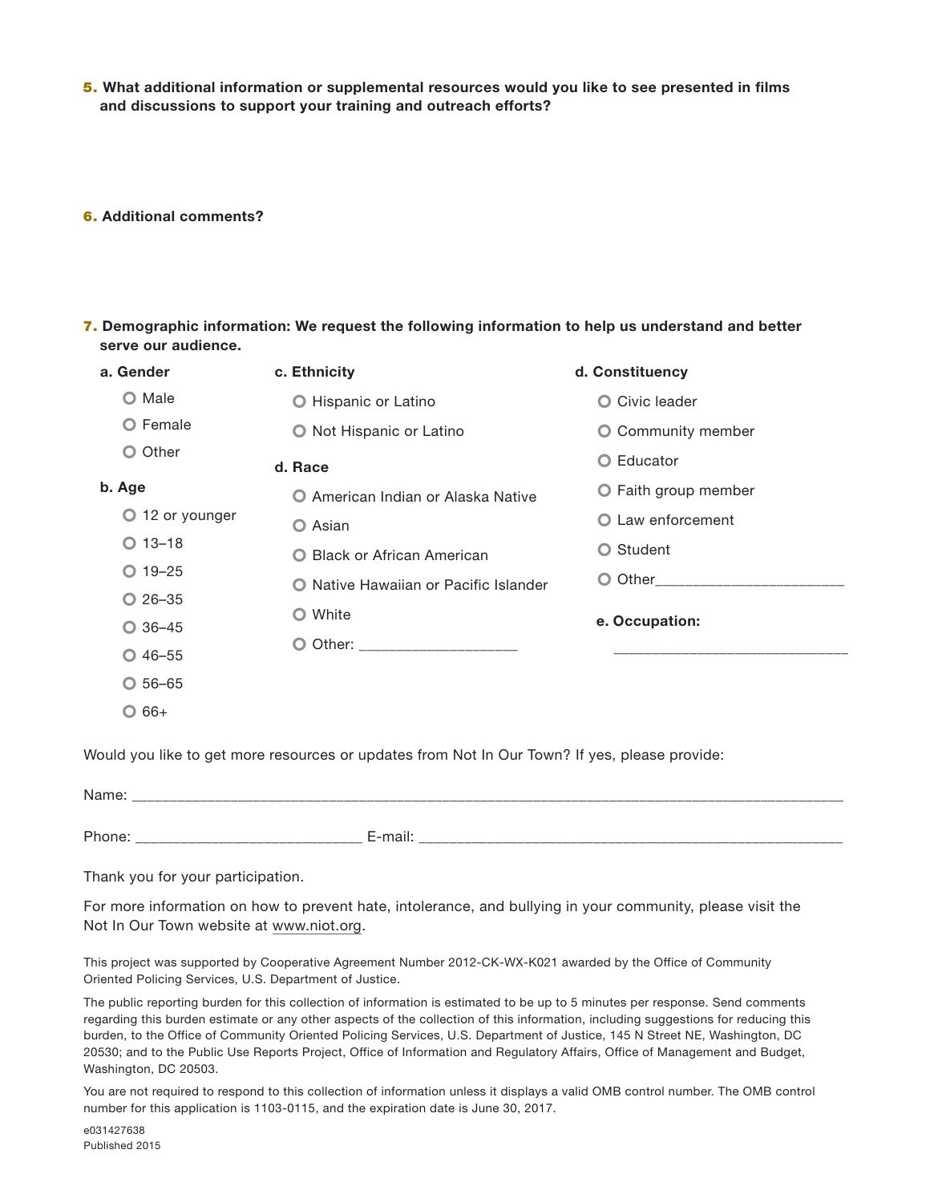**5.** **What additional information or supplemental resources would you like to see presented in films and discussions to support your training and outreach efforts?**

**6.** **Additional comments?**

**7.** **Demographic information: We request the following information to help us understand and better serve our audience.**

**a. Gender**

- Male
- Female
- Other

**b. Age**

- 12 or younger
- 13–18
- 19–25
- 26–35
- 36–45
- 46–55
- 56–65
- 66+

**c. Ethnicity**

- Hispanic or Latino
- Not Hispanic or Latino

**d. Race**

- American Indian or Alaska Native
- Asian
- Black or African American
- Native Hawaiian or Pacific Islander
- White
- Other: ____________________

**d. Constituency**

- Civic leader
- Community member
- Educator
- Faith group member
- Law enforcement
- Student
- Other________________________

**e. Occupation:**

______________________________

Would you like to get more resources or updates from Not In Our Town? If yes, please provide:

Name: ______________________________________________________________________________________________

Phone: _____________________________ E-mail: _________________________________________________________

Thank you for your participation.

For more information on how to prevent hate, intolerance, and bullying in your community, please visit the Not In Our Town website at www.niot.org.

This project was supported by Cooperative Agreement Number 2012-CK-WX-K021 awarded by the Office of Community Oriented Policing Services, U.S. Department of Justice.

The public reporting burden for this collection of information is estimated to be up to 5 minutes per response. Send comments regarding this burden estimate or any other aspects of the collection of this information, including suggestions for reducing this burden, to the Office of Community Oriented Policing Services, U.S. Department of Justice, 145 N Street NE, Washington, DC 20530; and to the Public Use Reports Project, Office of Information and Regulatory Affairs, Office of Management and Budget, Washington, DC 20503.

You are not required to respond to this collection of information unless it displays a valid OMB control number. The OMB control number for this application is 1103-0115, and the expiration date is June 30, 2017.

e031427638
Published 2015